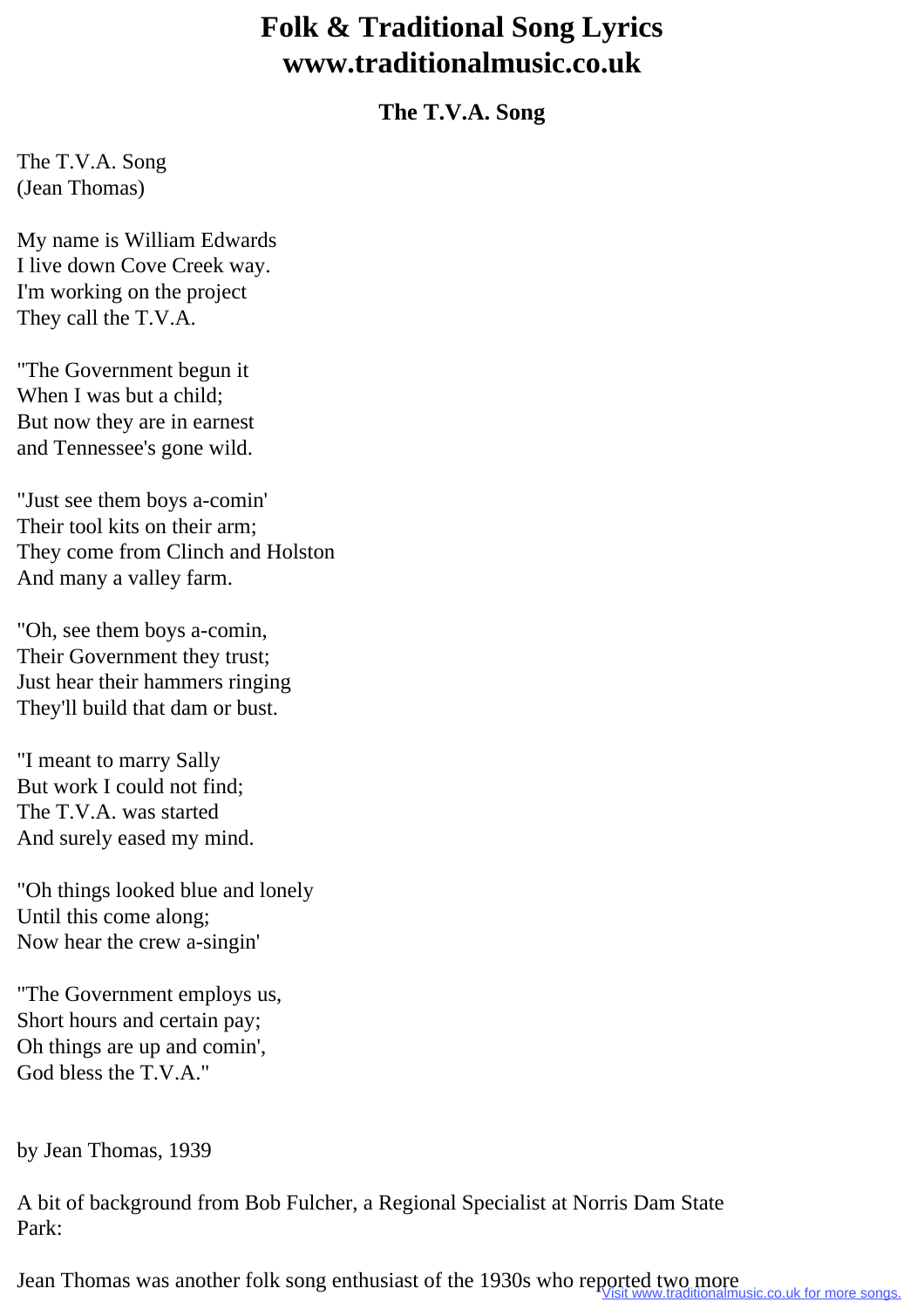# Folk & Traditional Song Lyrics www.traditionalmusic.co.uk

## The T.V.A. Song

The T.V.A. Song
(Jean Thomas)

My name is William Edwards
I live down Cove Creek way.
I'm working on the project
They call the T.V.A.

"The Government begun it
When I was but a child;
But now they are in earnest
and Tennessee's gone wild.

"Just see them boys a-comin'
Their tool kits on their arm;
They come from Clinch and Holston
And many a valley farm.

"Oh, see them boys a-comin,
Their Government they trust;
Just hear their hammers ringing
They'll build that dam or bust.

"I meant to marry Sally
But work I could not find;
The T.V.A. was started
And surely eased my mind.

"Oh things looked blue and lonely
Until this come along;
Now hear the crew a-singin'

"The Government employs us,
Short hours and certain pay;
Oh things are up and comin',
God bless the T.V.A."

by Jean Thomas, 1939

A bit of background from Bob Fulcher, a Regional Specialist at Norris Dam State Park:

Jean Thomas was another folk song enthusiast of the 1930s who reported two more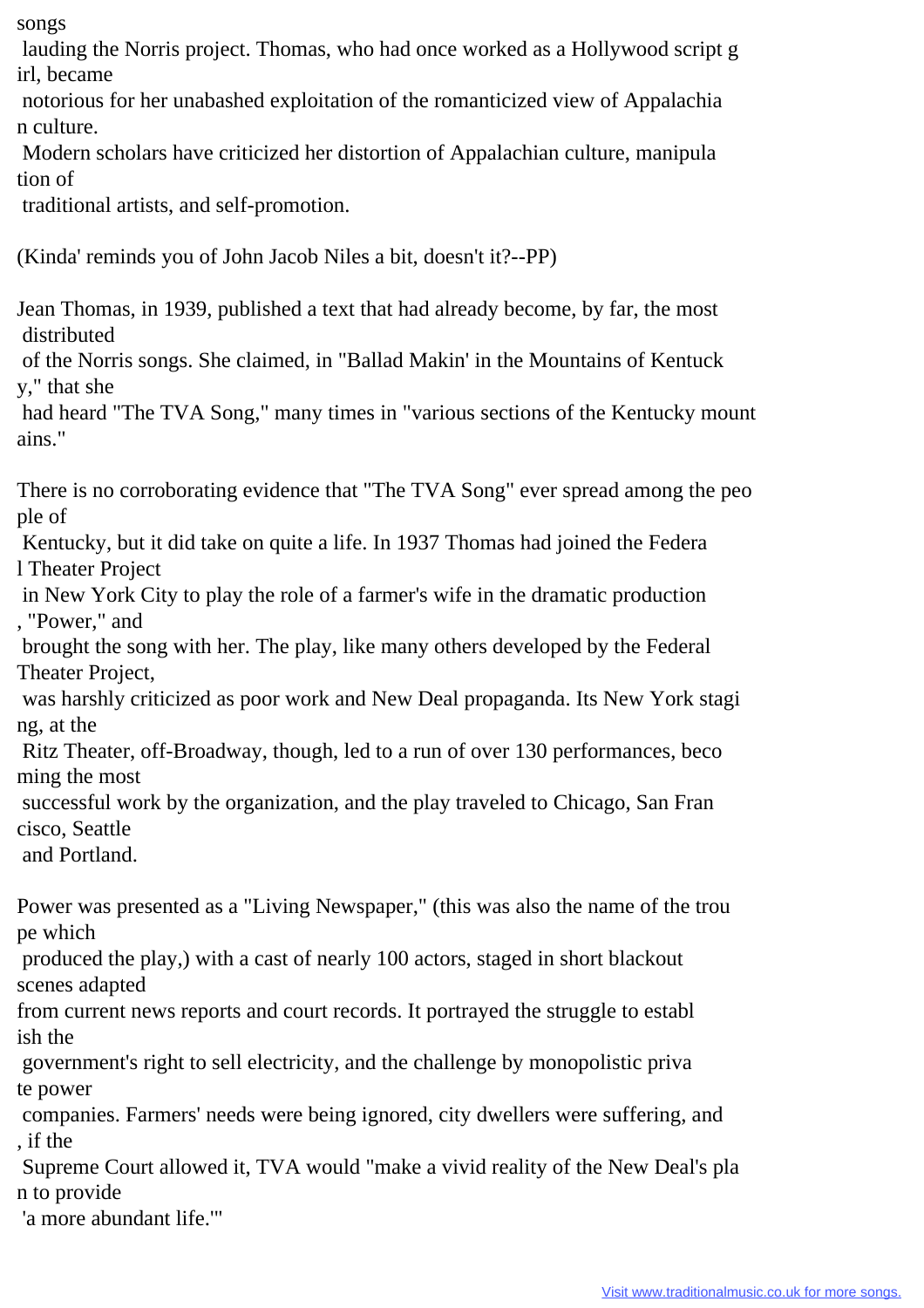songs lauding the Norris project. Thomas, who had once worked as a Hollywood script girl, became notorious for her unabashed exploitation of the romanticized view of Appalachian culture. Modern scholars have criticized her distortion of Appalachian culture, manipulation of traditional artists, and self-promotion.

(Kinda' reminds you of John Jacob Niles a bit, doesn't it?--PP)

Jean Thomas, in 1939, published a text that had already become, by far, the most distributed of the Norris songs. She claimed, in "Ballad Makin' in the Mountains of Kentucky," that she had heard "The TVA Song," many times in "various sections of the Kentucky mountains."

There is no corroborating evidence that "The TVA Song" ever spread among the people of Kentucky, but it did take on quite a life. In 1937 Thomas had joined the Federal Theater Project in New York City to play the role of a farmer's wife in the dramatic production, "Power," and brought the song with her. The play, like many others developed by the Federal Theater Project, was harshly criticized as poor work and New Deal propaganda. Its New York staging, at the Ritz Theater, off-Broadway, though, led to a run of over 130 performances, becoming the most successful work by the organization, and the play traveled to Chicago, San Francisco, Seattle and Portland.

Power was presented as a "Living Newspaper," (this was also the name of the troupe which produced the play,) with a cast of nearly 100 actors, staged in short blackout scenes adapted from current news reports and court records. It portrayed the struggle to establish the government's right to sell electricity, and the challenge by monopolistic private power companies. Farmers' needs were being ignored, city dwellers were suffering, and, if the Supreme Court allowed it, TVA would "make a vivid reality of the New Deal's plan to provide 'a more abundant life.'"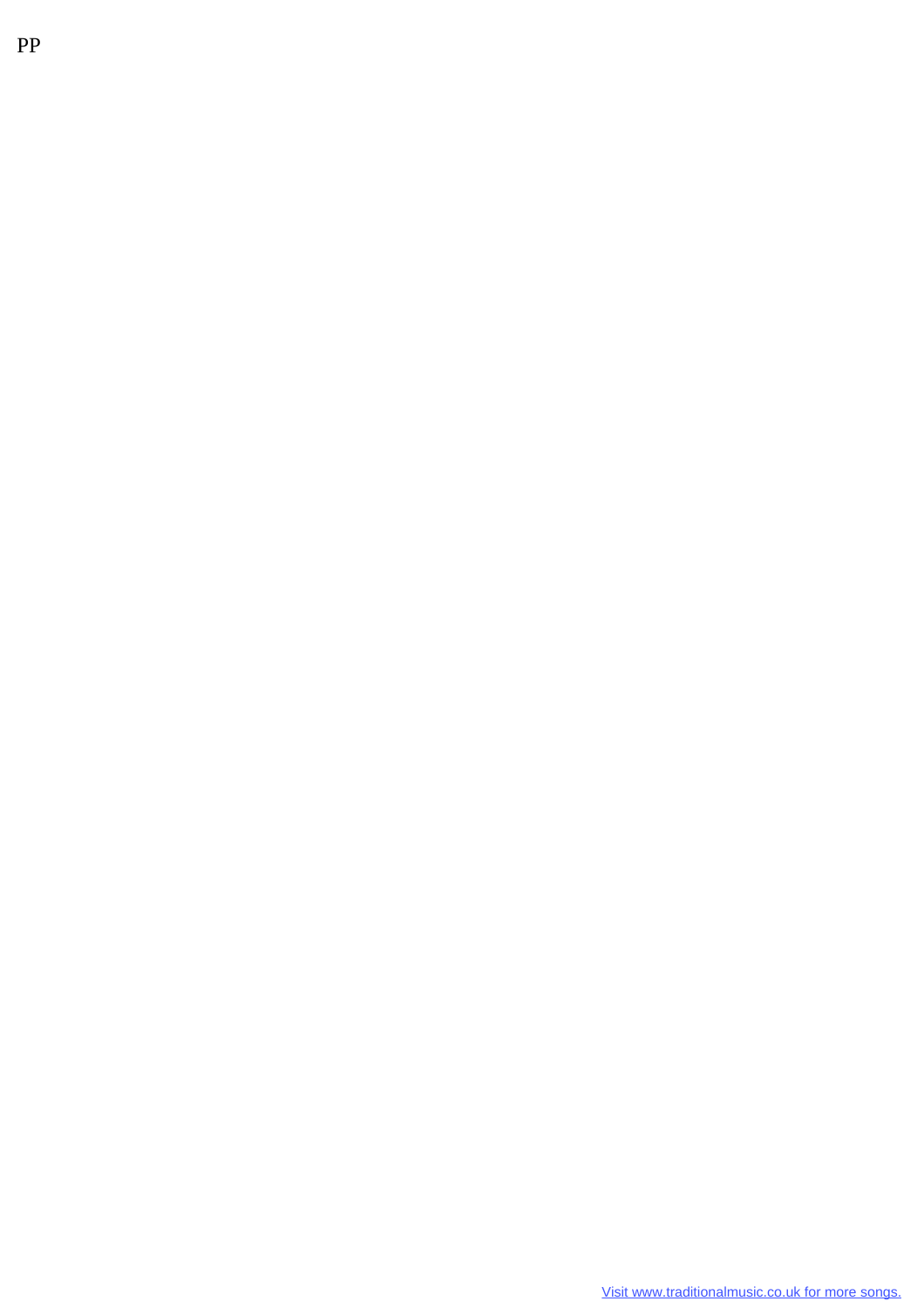PP